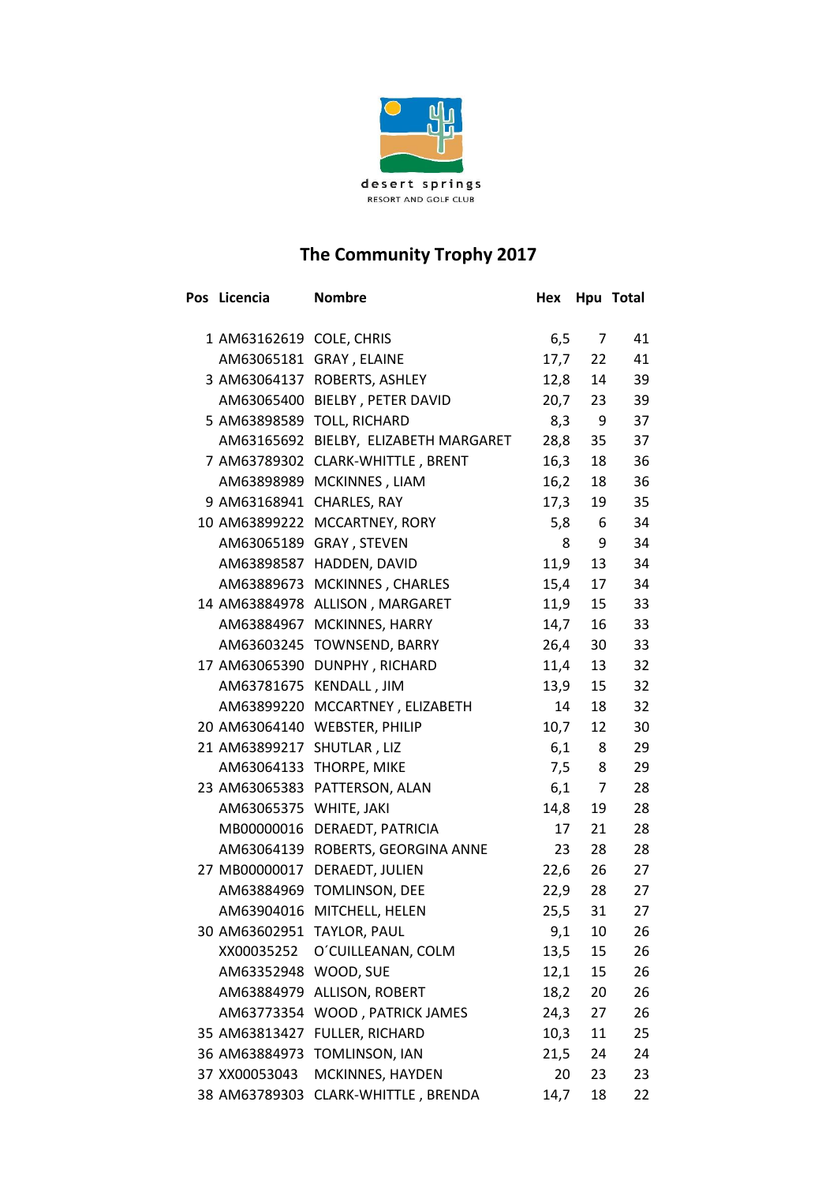desert springs
RESORT AND GOLF CLUB

# The Community Trophy 2017

| Pos | Licencia | Nombre | Hex | Hpu | Total |
|---|---|---|---|---|---|
| 1 | AM63162619 | COLE, CHRIS | 6,5 | 7 | 41 |
| | AM63065181 | GRAY , ELAINE | 17,7 | 22 | 41 |
| 3 | AM63064137 | ROBERTS, ASHLEY | 12,8 | 14 | 39 |
| | AM63065400 | BIELBY , PETER DAVID | 20,7 | 23 | 39 |
| 5 | AM63898589 | TOLL, RICHARD | 8,3 | 9 | 37 |
| | AM63165692 | BIELBY, ELIZABETH MARGARET | 28,8 | 35 | 37 |
| 7 | AM63789302 | CLARK-WHITTLE , BRENT | 16,3 | 18 | 36 |
| | AM63898989 | MCKINNES , LIAM | 16,2 | 18 | 36 |
| 9 | AM63168941 | CHARLES, RAY | 17,3 | 19 | 35 |
| 10 | AM63899222 | MCCARTNEY, RORY | 5,8 | 6 | 34 |
| | AM63065189 | GRAY , STEVEN | 8 | 9 | 34 |
| | AM63898587 | HADDEN, DAVID | 11,9 | 13 | 34 |
| | AM63889673 | MCKINNES , CHARLES | 15,4 | 17 | 34 |
| 14 | AM63884978 | ALLISON , MARGARET | 11,9 | 15 | 33 |
| | AM63884967 | MCKINNES, HARRY | 14,7 | 16 | 33 |
| | AM63603245 | TOWNSEND, BARRY | 26,4 | 30 | 33 |
| 17 | AM63065390 | DUNPHY , RICHARD | 11,4 | 13 | 32 |
| | AM63781675 | KENDALL , JIM | 13,9 | 15 | 32 |
| | AM63899220 | MCCARTNEY , ELIZABETH | 14 | 18 | 32 |
| 20 | AM63064140 | WEBSTER, PHILIP | 10,7 | 12 | 30 |
| 21 | AM63899217 | SHUTLAR , LIZ | 6,1 | 8 | 29 |
| | AM63064133 | THORPE, MIKE | 7,5 | 8 | 29 |
| 23 | AM63065383 | PATTERSON, ALAN | 6,1 | 7 | 28 |
| | AM63065375 | WHITE, JAKI | 14,8 | 19 | 28 |
| | MB00000016 | DERAEDT, PATRICIA | 17 | 21 | 28 |
| | AM63064139 | ROBERTS, GEORGINA ANNE | 23 | 28 | 28 |
| 27 | MB00000017 | DERAEDT, JULIEN | 22,6 | 26 | 27 |
| | AM63884969 | TOMLINSON, DEE | 22,9 | 28 | 27 |
| | AM63904016 | MITCHELL, HELEN | 25,5 | 31 | 27 |
| 30 | AM63602951 | TAYLOR, PAUL | 9,1 | 10 | 26 |
| | XX00035252 | O´CUILLEANAN, COLM | 13,5 | 15 | 26 |
| | AM63352948 | WOOD, SUE | 12,1 | 15 | 26 |
| | AM63884979 | ALLISON, ROBERT | 18,2 | 20 | 26 |
| | AM63773354 | WOOD , PATRICK JAMES | 24,3 | 27 | 26 |
| 35 | AM63813427 | FULLER, RICHARD | 10,3 | 11 | 25 |
| 36 | AM63884973 | TOMLINSON, IAN | 21,5 | 24 | 24 |
| 37 | XX00053043 | MCKINNES, HAYDEN | 20 | 23 | 23 |
| 38 | AM63789303 | CLARK-WHITTLE , BRENDA | 14,7 | 18 | 22 |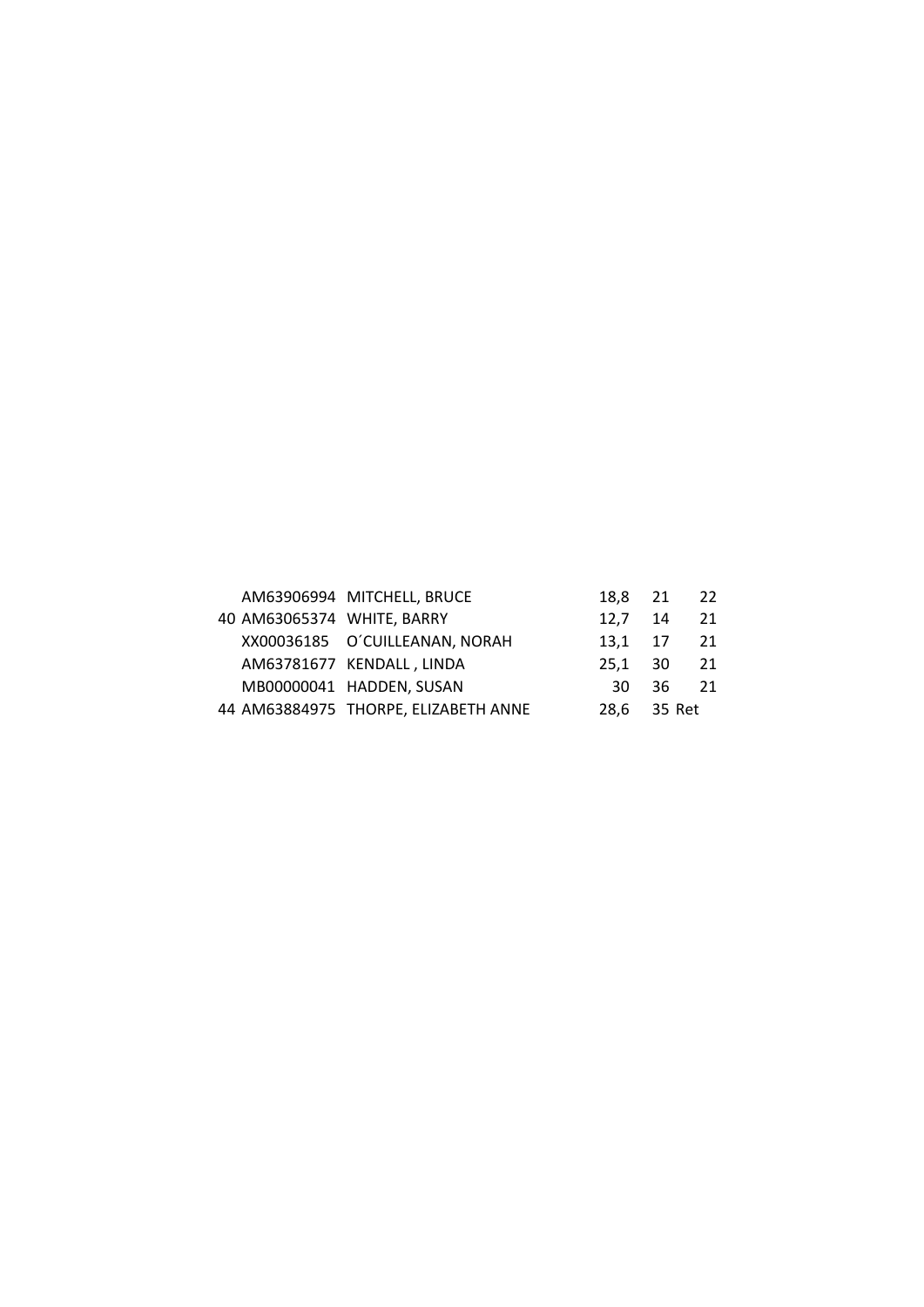| | | | | | |
|---|---|---|---|---|---|
| | AM63906994 | MITCHELL, BRUCE | 18,8 | 21 | 22 |
| 40 | AM63065374 | WHITE, BARRY | 12,7 | 14 | 21 |
| | XX00036185 | O´CUILLEANAN, NORAH | 13,1 | 17 | 21 |
| | AM63781677 | KENDALL , LINDA | 25,1 | 30 | 21 |
| | MB00000041 | HADDEN, SUSAN | 30 | 36 | 21 |
| 44 | AM63884975 | THORPE, ELIZABETH ANNE | 28,6 | 35 | Ret |